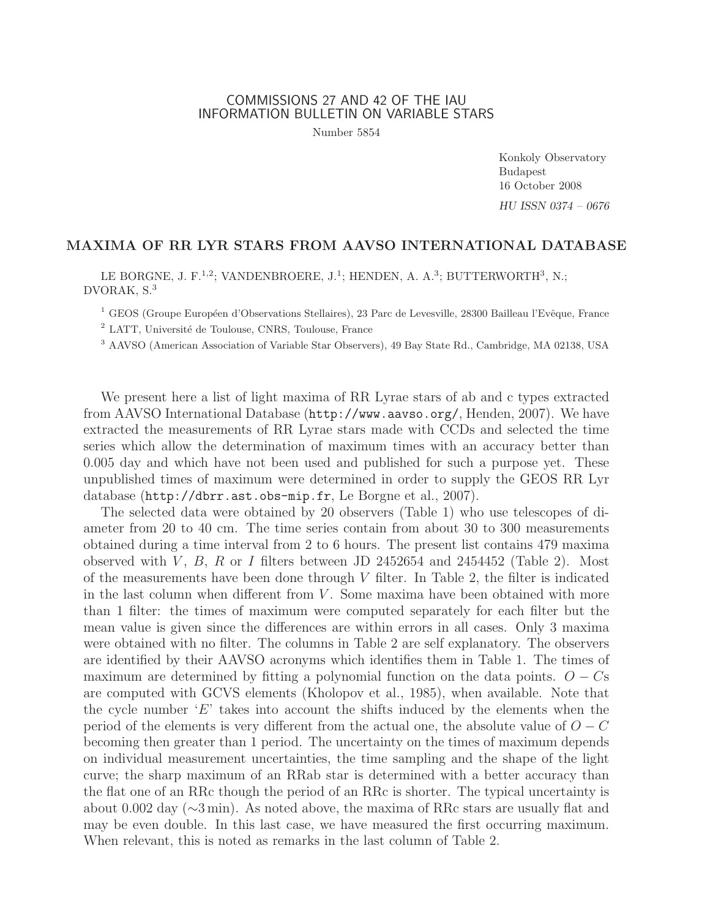COMMISSIONS 27 AND 42 OF THE IAU
INFORMATION BULLETIN ON VARIABLE STARS

Number 5854

Konkoly Observatory
Budapest
16 October 2008

*HU ISSN 0374 – 0676*

# MAXIMA OF RR LYR STARS FROM AAVSO INTERNATIONAL DATABASE

LE BORGNE, J. F.[1,2]; VANDENBROERE, J.[1]; HENDEN, A. A.[3]; BUTTERWORTH[3], N.; DVORAK, S.[3]

[1] GEOS (Groupe Européen d'Observations Stellaires), 23 Parc de Levesville, 28300 Bailleau l'Evêque, France

[2] LATT, Université de Toulouse, CNRS, Toulouse, France

[3] AAVSO (American Association of Variable Star Observers), 49 Bay State Rd., Cambridge, MA 02138, USA

We present here a list of light maxima of RR Lyrae stars of ab and c types extracted from AAVSO International Database (http://www.aavso.org/, Henden, 2007). We have extracted the measurements of RR Lyrae stars made with CCDs and selected the time series which allow the determination of maximum times with an accuracy better than 0.005 day and which have not been used and published for such a purpose yet. These unpublished times of maximum were determined in order to supply the GEOS RR Lyr database (http://dbrr.ast.obs-mip.fr, Le Borgne et al., 2007).

The selected data were obtained by 20 observers (Table 1) who use telescopes of diameter from 20 to 40 cm. The time series contain from about 30 to 300 measurements obtained during a time interval from 2 to 6 hours. The present list contains 479 maxima observed with $V$, $B$, $R$ or $I$ filters between JD 2452654 and 2454452 (Table 2). Most of the measurements have been done through $V$ filter. In Table 2, the filter is indicated in the last column when different from $V$. Some maxima have been obtained with more than 1 filter: the times of maximum were computed separately for each filter but the mean value is given since the differences are within errors in all cases. Only 3 maxima were obtained with no filter. The columns in Table 2 are self explanatory. The observers are identified by their AAVSO acronyms which identifies them in Table 1. The times of maximum are determined by fitting a polynomial function on the data points. $O-C$s are computed with GCVS elements (Kholopov et al., 1985), when available. Note that the cycle number '$E$' takes into account the shifts induced by the elements when the period of the elements is very different from the actual one, the absolute value of $O-C$ becoming then greater than 1 period. The uncertainty on the times of maximum depends on individual measurement uncertainties, the time sampling and the shape of the light curve; the sharp maximum of an RRab star is determined with a better accuracy than the flat one of an RRc though the period of an RRc is shorter. The typical uncertainty is about 0.002 day (∼3 min). As noted above, the maxima of RRc stars are usually flat and may be even double. In this last case, we have measured the first occurring maximum. When relevant, this is noted as remarks in the last column of Table 2.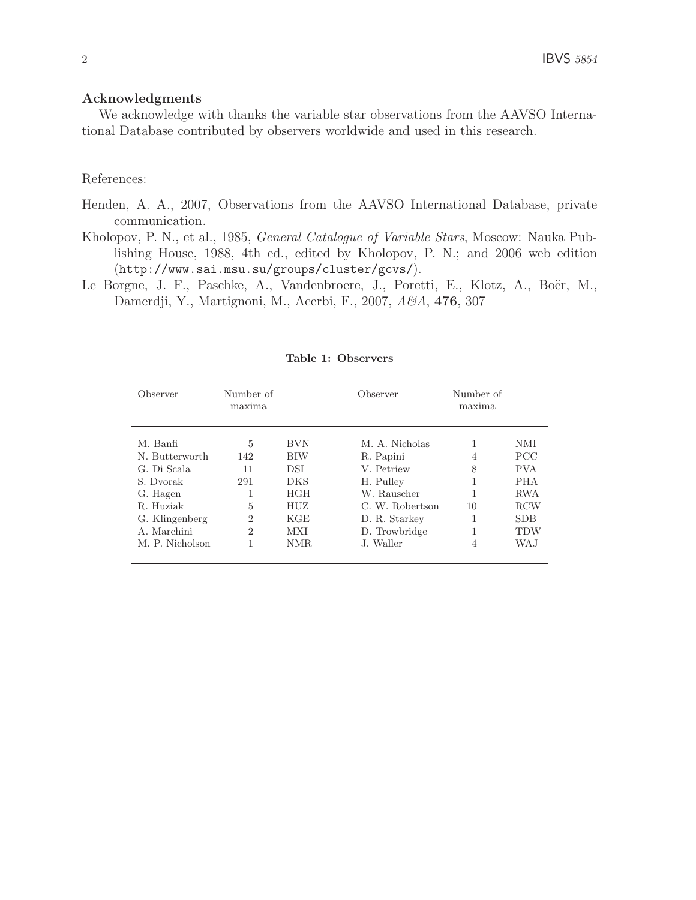### Acknowledgments

We acknowledge with thanks the variable star observations from the AAVSO International Database contributed by observers worldwide and used in this research.

References:

Henden, A. A., 2007, Observations from the AAVSO International Database, private communication.

Kholopov, P. N., et al., 1985, *General Catalogue of Variable Stars*, Moscow: Nauka Publishing House, 1988, 4th ed., edited by Kholopov, P. N.; and 2006 web edition (`http://www.sai.msu.su/groups/cluster/gcvs/`).

Le Borgne, J. F., Paschke, A., Vandenbroere, J., Poretti, E., Klotz, A., Boër, M., Damerdji, Y., Martignoni, M., Acerbi, F., 2007, *A&A*, **476**, 307

**Table 1: Observers**

| Observer | Number of maxima | | Observer | Number of maxima | |
|---|---|---|---|---|---|
| M. Banfi | 5 | BVN | M. A. Nicholas | 1 | NMI |
| N. Butterworth | 142 | BIW | R. Papini | 4 | PCC |
| G. Di Scala | 11 | DSI | V. Petriew | 8 | PVA |
| S. Dvorak | 291 | DKS | H. Pulley | 1 | PHA |
| G. Hagen | 1 | HGH | W. Rauscher | 1 | RWA |
| R. Huziak | 5 | HUZ | C. W. Robertson | 10 | RCW |
| G. Klingenberg | 2 | KGE | D. R. Starkey | 1 | SDB |
| A. Marchini | 2 | MXI | D. Trowbridge | 1 | TDW |
| M. P. Nicholson | 1 | NMR | J. Waller | 4 | WAJ |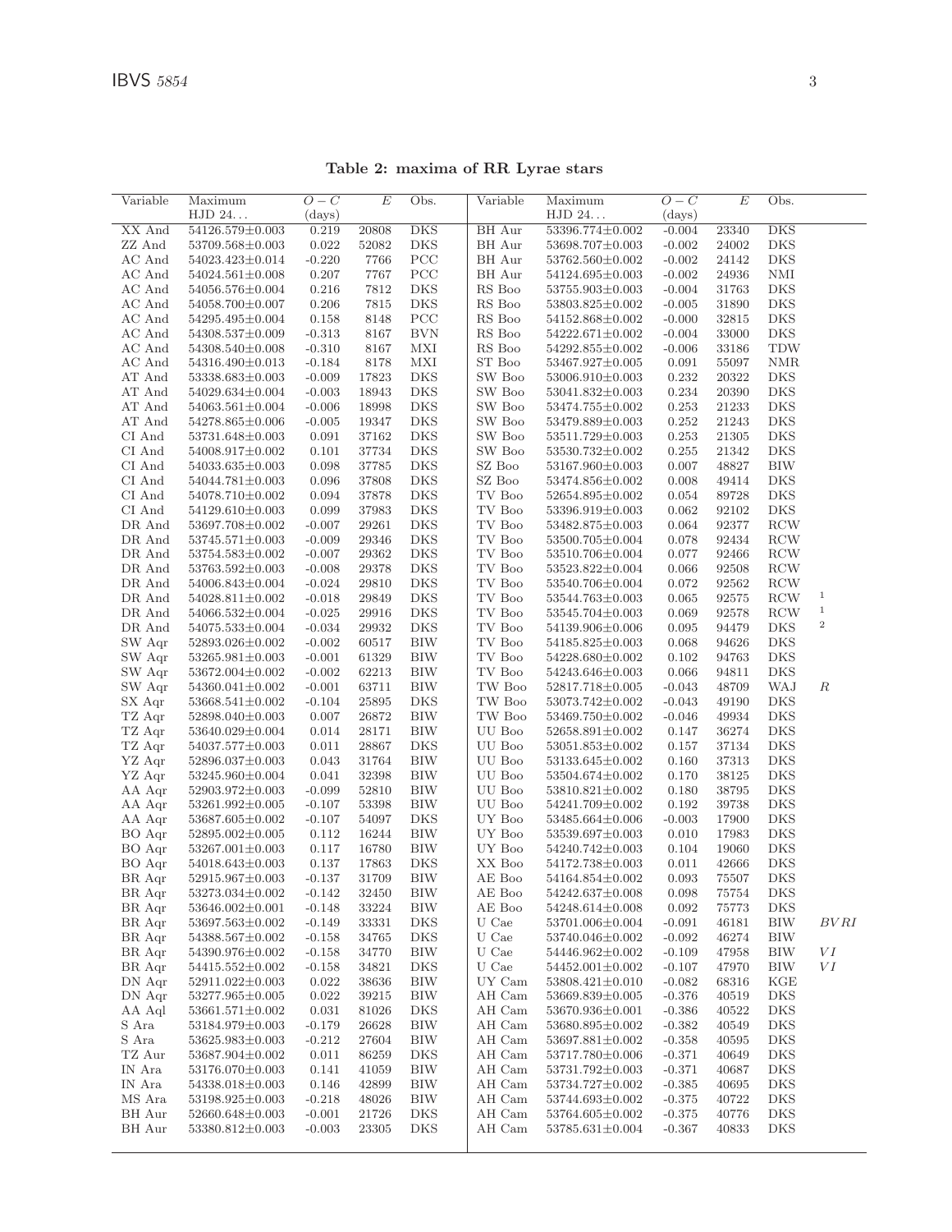**Table 2: maxima of RR Lyrae stars**

| Variable | Maximum HJD 24... | $O-C$ (days) | $E$ | Obs. | | Variable | Maximum HJD 24... | $O-C$ (days) | $E$ | Obs. | |
|---|---|---|---|---|---|---|---|---|---|---|---|
| XX And | 54126.579±0.003 | 0.219 | 20808 | DKS | | BH Aur | 53396.774±0.002 | -0.004 | 23340 | DKS | |
| ZZ And | 53709.568±0.003 | 0.022 | 52082 | DKS | | BH Aur | 53698.707±0.003 | -0.002 | 24002 | DKS | |
| AC And | 54023.423±0.014 | -0.220 | 7766 | PCC | | BH Aur | 53762.560±0.002 | -0.002 | 24142 | DKS | |
| AC And | 54024.561±0.008 | 0.207 | 7767 | PCC | | BH Aur | 54124.695±0.003 | -0.002 | 24936 | NMI | |
| AC And | 54056.576±0.004 | 0.216 | 7812 | DKS | | RS Boo | 53755.903±0.003 | -0.004 | 31763 | DKS | |
| AC And | 54058.700±0.007 | 0.206 | 7815 | DKS | | RS Boo | 53803.825±0.002 | -0.005 | 31890 | DKS | |
| AC And | 54295.495±0.004 | 0.158 | 8148 | PCC | | RS Boo | 54152.868±0.002 | -0.000 | 32815 | DKS | |
| AC And | 54308.537±0.009 | -0.313 | 8167 | BVN | | RS Boo | 54222.671±0.002 | -0.004 | 33000 | DKS | |
| AC And | 54308.540±0.008 | -0.310 | 8167 | MXI | | RS Boo | 54292.855±0.002 | -0.006 | 33186 | TDW | |
| AC And | 54316.490±0.013 | -0.184 | 8178 | MXI | | ST Boo | 53467.927±0.005 | 0.091 | 55097 | NMR | |
| AT And | 53338.683±0.003 | -0.009 | 17823 | DKS | | SW Boo | 53006.910±0.003 | 0.232 | 20322 | DKS | |
| AT And | 54029.634±0.004 | -0.003 | 18943 | DKS | | SW Boo | 53041.832±0.003 | 0.234 | 20390 | DKS | |
| AT And | 54063.561±0.004 | -0.006 | 18998 | DKS | | SW Boo | 53474.755±0.002 | 0.253 | 21233 | DKS | |
| AT And | 54278.865±0.006 | -0.005 | 19347 | DKS | | SW Boo | 53479.889±0.003 | 0.252 | 21243 | DKS | |
| CI And | 53731.648±0.003 | 0.091 | 37162 | DKS | | SW Boo | 53511.729±0.003 | 0.253 | 21305 | DKS | |
| CI And | 54008.917±0.002 | 0.101 | 37734 | DKS | | SW Boo | 53530.732±0.002 | 0.255 | 21342 | DKS | |
| CI And | 54033.635±0.003 | 0.098 | 37785 | DKS | | SZ Boo | 53167.960±0.003 | 0.007 | 48827 | BIW | |
| CI And | 54044.781±0.003 | 0.096 | 37808 | DKS | | SZ Boo | 53474.856±0.002 | 0.008 | 49414 | DKS | |
| CI And | 54078.710±0.002 | 0.094 | 37878 | DKS | | TV Boo | 52654.895±0.002 | 0.054 | 89728 | DKS | |
| CI And | 54129.610±0.003 | 0.099 | 37983 | DKS | | TV Boo | 53396.919±0.003 | 0.062 | 92102 | DKS | |
| DR And | 53697.708±0.002 | -0.007 | 29261 | DKS | | TV Boo | 53482.875±0.003 | 0.064 | 92377 | RCW | |
| DR And | 53745.571±0.003 | -0.009 | 29346 | DKS | | TV Boo | 53500.705±0.004 | 0.078 | 92434 | RCW | |
| DR And | 53754.583±0.002 | -0.007 | 29362 | DKS | | TV Boo | 53510.706±0.004 | 0.077 | 92466 | RCW | |
| DR And | 53763.592±0.003 | -0.008 | 29378 | DKS | | TV Boo | 53523.822±0.004 | 0.066 | 92508 | RCW | |
| DR And | 54006.843±0.004 | -0.024 | 29810 | DKS | | TV Boo | 53540.706±0.004 | 0.072 | 92562 | RCW | |
| DR And | 54028.811±0.002 | -0.018 | 29849 | DKS | | TV Boo | 53544.763±0.003 | 0.065 | 92575 | RCW | [1] |
| DR And | 54066.532±0.004 | -0.025 | 29916 | DKS | | TV Boo | 53545.704±0.003 | 0.069 | 92578 | RCW | [1] |
| DR And | 54075.533±0.004 | -0.034 | 29932 | DKS | | TV Boo | 54139.906±0.006 | 0.095 | 94479 | DKS | [2] |
| SW Aqr | 52893.026±0.002 | -0.002 | 60517 | BIW | | TV Boo | 54185.825±0.003 | 0.068 | 94626 | DKS | |
| SW Aqr | 53265.981±0.003 | -0.001 | 61329 | BIW | | TV Boo | 54228.680±0.002 | 0.102 | 94763 | DKS | |
| SW Aqr | 53672.004±0.002 | -0.002 | 62213 | BIW | | TV Boo | 54243.646±0.003 | 0.066 | 94811 | DKS | |
| SW Aqr | 54360.041±0.002 | -0.001 | 63711 | BIW | | TW Boo | 52817.718±0.005 | -0.043 | 48709 | WAJ | *R* |
| SX Aqr | 53668.541±0.002 | -0.104 | 25895 | DKS | | TW Boo | 53073.742±0.002 | -0.043 | 49190 | DKS | |
| TZ Aqr | 52898.040±0.003 | 0.007 | 26872 | BIW | | TW Boo | 53469.750±0.002 | -0.046 | 49934 | DKS | |
| TZ Aqr | 53640.029±0.004 | 0.014 | 28171 | BIW | | UU Boo | 52658.891±0.002 | 0.147 | 36274 | DKS | |
| TZ Aqr | 54037.577±0.003 | 0.011 | 28867 | DKS | | UU Boo | 53051.853±0.002 | 0.157 | 37134 | DKS | |
| YZ Aqr | 52896.037±0.003 | 0.043 | 31764 | BIW | | UU Boo | 53133.645±0.003 | 0.160 | 37313 | DKS | |
| YZ Aqr | 53245.960±0.004 | 0.041 | 32398 | BIW | | UU Boo | 53504.674±0.002 | 0.170 | 38125 | DKS | |
| AA Aqr | 52903.972±0.003 | -0.099 | 52810 | BIW | | UU Boo | 53810.821±0.003 | 0.180 | 38795 | DKS | |
| AA Aqr | 53261.992±0.005 | -0.107 | 53398 | BIW | | UU Boo | 54241.709±0.002 | 0.192 | 39738 | DKS | |
| AA Aqr | 53687.605±0.002 | -0.107 | 54097 | DKS | | UY Boo | 53485.664±0.006 | -0.003 | 17900 | DKS | |
| BO Aqr | 52895.002±0.005 | 0.112 | 16244 | BIW | | UY Boo | 53539.697±0.003 | 0.010 | 17983 | DKS | |
| BO Aqr | 53267.001±0.003 | 0.117 | 16780 | BIW | | UY Boo | 54240.742±0.003 | 0.104 | 19060 | DKS | |
| BO Aqr | 54018.643±0.003 | 0.137 | 17863 | DKS | | XX Boo | 54172.738±0.003 | 0.011 | 42666 | DKS | |
| BR Aqr | 52915.967±0.003 | -0.137 | 31709 | BIW | | AE Boo | 54164.854±0.002 | 0.093 | 75507 | DKS | |
| BR Aqr | 53273.034±0.002 | -0.142 | 32450 | BIW | | AE Boo | 54242.637±0.008 | 0.098 | 75754 | DKS | |
| BR Aqr | 53646.002±0.001 | -0.148 | 33224 | BIW | | AE Boo | 54248.614±0.008 | 0.092 | 75773 | DKS | |
| BR Aqr | 53697.563±0.002 | -0.149 | 33331 | DKS | | U Cae | 53701.006±0.004 | -0.091 | 46181 | BIW | *BVRI* |
| BR Aqr | 54388.567±0.002 | -0.158 | 34765 | DKS | | U Cae | 53740.046±0.002 | -0.092 | 46274 | BIW | |
| BR Aqr | 54390.976±0.002 | -0.158 | 34770 | BIW | | U Cae | 54446.962±0.002 | -0.109 | 47958 | BIW | *VI* |
| BR Aqr | 54415.552±0.002 | -0.158 | 34821 | DKS | | U Cae | 54452.001±0.002 | -0.107 | 47970 | BIW | *VI* |
| DN Aqr | 52911.022±0.003 | 0.022 | 38636 | BIW | | UY Cam | 53808.421±0.010 | -0.082 | 68316 | KGE | |
| DN Aqr | 53277.965±0.005 | 0.022 | 39215 | BIW | | AH Cam | 53669.839±0.005 | -0.376 | 40519 | DKS | |
| AA Aql | 53661.571±0.002 | 0.031 | 81026 | DKS | | AH Cam | 53670.936±0.001 | -0.386 | 40522 | DKS | |
| S Ara | 53184.979±0.003 | -0.179 | 26628 | BIW | | AH Cam | 53680.895±0.002 | -0.382 | 40549 | DKS | |
| S Ara | 53625.983±0.003 | -0.212 | 27604 | BIW | | AH Cam | 53697.881±0.002 | -0.358 | 40595 | DKS | |
| TZ Aur | 53687.904±0.002 | 0.011 | 86259 | DKS | | AH Cam | 53717.780±0.006 | -0.371 | 40649 | DKS | |
| IN Ara | 53176.070±0.003 | 0.141 | 41059 | BIW | | AH Cam | 53731.792±0.003 | -0.371 | 40687 | DKS | |
| IN Ara | 54338.018±0.003 | 0.146 | 42899 | BIW | | AH Cam | 53734.727±0.002 | -0.385 | 40695 | DKS | |
| MS Ara | 53198.925±0.003 | -0.218 | 48026 | BIW | | AH Cam | 53744.693±0.002 | -0.375 | 40722 | DKS | |
| BH Aur | 52660.648±0.003 | -0.001 | 21726 | DKS | | AH Cam | 53764.605±0.002 | -0.375 | 40776 | DKS | |
| BH Aur | 53380.812±0.003 | -0.003 | 23305 | DKS | | AH Cam | 53785.631±0.004 | -0.367 | 40833 | DKS | |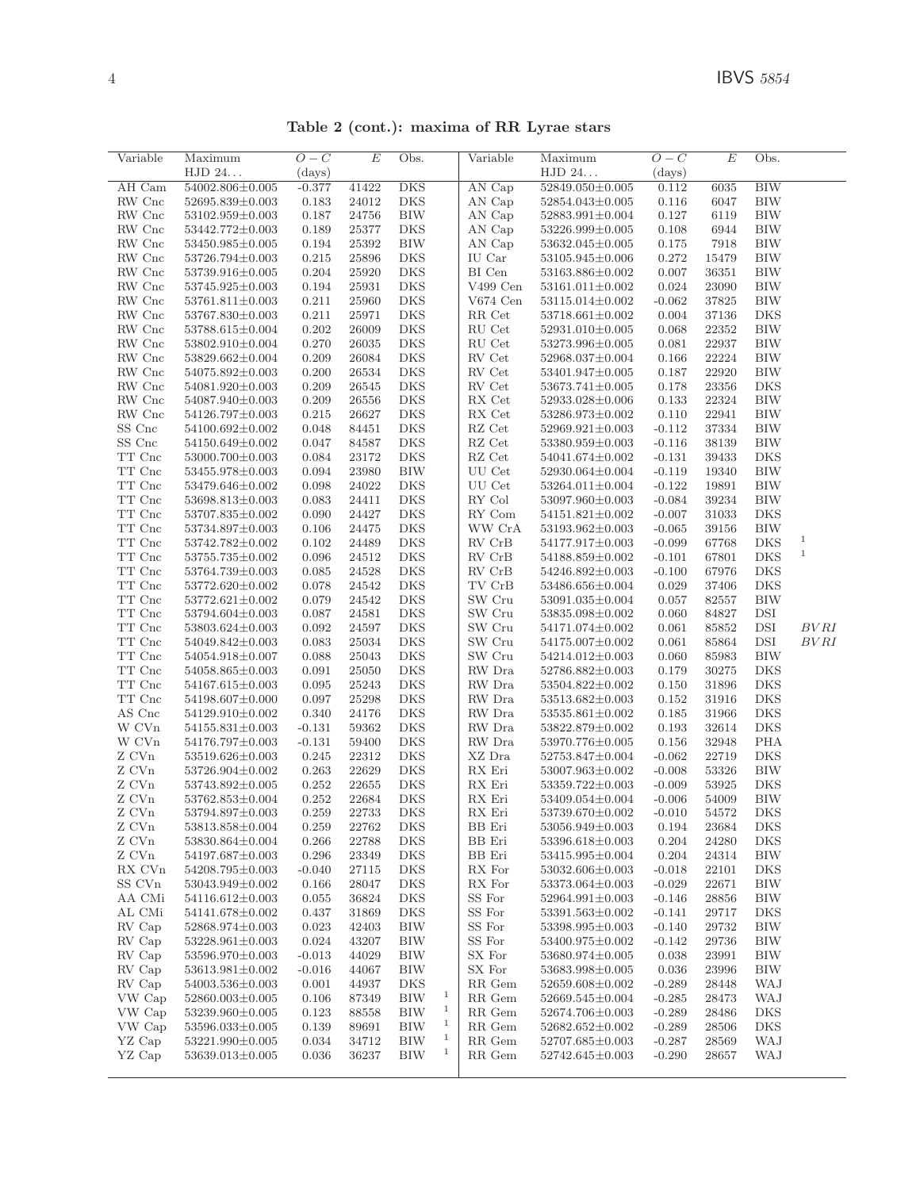**Table 2 (cont.): maxima of RR Lyrae stars**

| Variable | Maximum HJD 24... | $O-C$ (days) | $E$ | Obs. | | Variable | Maximum HJD 24... | $O-C$ (days) | $E$ | Obs. | |
|---|---|---|---|---|---|---|---|---|---|---|---|
| AH Cam | 54002.806±0.005 | -0.377 | 41422 | DKS | | AN Cap | 52849.050±0.005 | 0.112 | 6035 | BIW | |
| RW Cnc | 52695.839±0.003 | 0.183 | 24012 | DKS | | AN Cap | 52854.043±0.005 | 0.116 | 6047 | BIW | |
| RW Cnc | 53102.959±0.003 | 0.187 | 24756 | BIW | | AN Cap | 52883.991±0.004 | 0.127 | 6119 | BIW | |
| RW Cnc | 53442.772±0.003 | 0.189 | 25377 | DKS | | AN Cap | 53226.999±0.005 | 0.108 | 6944 | BIW | |
| RW Cnc | 53450.985±0.005 | 0.194 | 25392 | BIW | | AN Cap | 53632.045±0.005 | 0.175 | 7918 | BIW | |
| RW Cnc | 53726.794±0.003 | 0.215 | 25896 | DKS | | IU Car | 53105.945±0.006 | 0.272 | 15479 | BIW | |
| RW Cnc | 53739.916±0.005 | 0.204 | 25920 | DKS | | BI Cen | 53163.886±0.002 | 0.007 | 36351 | BIW | |
| RW Cnc | 53745.925±0.003 | 0.194 | 25931 | DKS | | V499 Cen | 53161.011±0.002 | 0.024 | 23090 | BIW | |
| RW Cnc | 53761.811±0.003 | 0.211 | 25960 | DKS | | V674 Cen | 53115.014±0.002 | -0.062 | 37825 | BIW | |
| RW Cnc | 53767.830±0.003 | 0.211 | 25971 | DKS | | RR Cet | 53718.661±0.002 | 0.004 | 37136 | DKS | |
| RW Cnc | 53788.615±0.004 | 0.202 | 26009 | DKS | | RU Cet | 52931.010±0.005 | 0.068 | 22352 | BIW | |
| RW Cnc | 53802.910±0.004 | 0.270 | 26035 | DKS | | RU Cet | 53273.996±0.005 | 0.081 | 22937 | BIW | |
| RW Cnc | 53829.662±0.004 | 0.209 | 26084 | DKS | | RV Cet | 52968.037±0.004 | 0.166 | 22224 | BIW | |
| RW Cnc | 54075.892±0.003 | 0.200 | 26534 | DKS | | RV Cet | 53401.947±0.005 | 0.187 | 22920 | BIW | |
| RW Cnc | 54081.920±0.003 | 0.209 | 26545 | DKS | | RV Cet | 53673.741±0.005 | 0.178 | 23356 | DKS | |
| RW Cnc | 54087.940±0.003 | 0.209 | 26556 | DKS | | RX Cet | 52933.028±0.006 | 0.133 | 22324 | BIW | |
| RW Cnc | 54126.797±0.003 | 0.215 | 26627 | DKS | | RX Cet | 53286.973±0.002 | 0.110 | 22941 | BIW | |
| SS Cnc | 54100.692±0.002 | 0.048 | 84451 | DKS | | RZ Cet | 52969.921±0.003 | -0.112 | 37334 | BIW | |
| SS Cnc | 54150.649±0.002 | 0.047 | 84587 | DKS | | RZ Cet | 53380.959±0.003 | -0.116 | 38139 | BIW | |
| TT Cnc | 53000.700±0.003 | 0.084 | 23172 | DKS | | RZ Cet | 54041.674±0.002 | -0.131 | 39433 | DKS | |
| TT Cnc | 53455.978±0.003 | 0.094 | 23980 | BIW | | UU Cet | 52930.064±0.004 | -0.119 | 19340 | BIW | |
| TT Cnc | 53479.646±0.002 | 0.098 | 24022 | DKS | | UU Cet | 53264.011±0.004 | -0.122 | 19891 | BIW | |
| TT Cnc | 53698.813±0.003 | 0.083 | 24411 | DKS | | RY Col | 53097.960±0.003 | -0.084 | 39234 | BIW | |
| TT Cnc | 53707.835±0.002 | 0.090 | 24427 | DKS | | RY Com | 54151.821±0.002 | -0.007 | 31033 | DKS | |
| TT Cnc | 53734.897±0.003 | 0.106 | 24475 | DKS | | WW CrA | 53193.962±0.003 | -0.065 | 39156 | BIW | |
| TT Cnc | 53742.782±0.002 | 0.102 | 24489 | DKS | | RV CrB | 54177.917±0.003 | -0.099 | 67768 | DKS | 1 |
| TT Cnc | 53755.735±0.002 | 0.096 | 24512 | DKS | | RV CrB | 54188.859±0.002 | -0.101 | 67801 | DKS | 1 |
| TT Cnc | 53764.739±0.003 | 0.085 | 24528 | DKS | | RV CrB | 54246.892±0.003 | -0.100 | 67976 | DKS | |
| TT Cnc | 53772.620±0.002 | 0.078 | 24542 | DKS | | TV CrB | 53486.656±0.004 | 0.029 | 37406 | DKS | |
| TT Cnc | 53772.621±0.002 | 0.079 | 24542 | DKS | | SW Cru | 53091.035±0.004 | 0.057 | 82557 | BIW | |
| TT Cnc | 53794.604±0.003 | 0.087 | 24581 | DKS | | SW Cru | 53835.098±0.002 | 0.060 | 84827 | DSI | |
| TT Cnc | 53803.624±0.003 | 0.092 | 24597 | DKS | | SW Cru | 54171.074±0.002 | 0.061 | 85852 | DSI | *BVRI* |
| TT Cnc | 54049.842±0.003 | 0.083 | 25034 | DKS | | SW Cru | 54175.007±0.002 | 0.061 | 85864 | DSI | *BVRI* |
| TT Cnc | 54054.918±0.007 | 0.088 | 25043 | DKS | | SW Cru | 54214.012±0.003 | 0.060 | 85983 | BIW | |
| TT Cnc | 54058.865±0.003 | 0.091 | 25050 | DKS | | RW Dra | 52786.882±0.003 | 0.179 | 30275 | DKS | |
| TT Cnc | 54167.615±0.003 | 0.095 | 25243 | DKS | | RW Dra | 53504.822±0.002 | 0.150 | 31896 | DKS | |
| TT Cnc | 54198.607±0.000 | 0.097 | 25298 | DKS | | RW Dra | 53513.682±0.003 | 0.152 | 31916 | DKS | |
| AS Cnc | 54129.910±0.002 | 0.340 | 24176 | DKS | | RW Dra | 53535.861±0.002 | 0.185 | 31966 | DKS | |
| W CVn | 54155.831±0.003 | -0.131 | 59362 | DKS | | RW Dra | 53822.879±0.002 | 0.193 | 32614 | DKS | |
| W CVn | 54176.797±0.003 | -0.131 | 59400 | DKS | | RW Dra | 53970.776±0.005 | 0.156 | 32948 | PHA | |
| Z CVn | 53519.626±0.003 | 0.245 | 22312 | DKS | | XZ Dra | 52753.847±0.004 | -0.062 | 22719 | DKS | |
| Z CVn | 53726.904±0.002 | 0.263 | 22629 | DKS | | RX Eri | 53007.963±0.002 | -0.008 | 53326 | BIW | |
| Z CVn | 53743.892±0.005 | 0.252 | 22655 | DKS | | RX Eri | 53359.722±0.003 | -0.009 | 53925 | DKS | |
| Z CVn | 53762.853±0.004 | 0.252 | 22684 | DKS | | RX Eri | 53409.054±0.004 | -0.006 | 54009 | BIW | |
| Z CVn | 53794.897±0.003 | 0.259 | 22733 | DKS | | RX Eri | 53739.670±0.002 | -0.010 | 54572 | DKS | |
| Z CVn | 53813.858±0.004 | 0.259 | 22762 | DKS | | BB Eri | 53056.949±0.003 | 0.194 | 23684 | DKS | |
| Z CVn | 53830.864±0.004 | 0.266 | 22788 | DKS | | BB Eri | 53396.618±0.003 | 0.204 | 24280 | DKS | |
| Z CVn | 54197.687±0.003 | 0.296 | 23349 | DKS | | BB Eri | 53415.995±0.004 | 0.204 | 24314 | BIW | |
| RX CVn | 54208.795±0.003 | -0.040 | 27115 | DKS | | RX For | 53032.606±0.003 | -0.018 | 22101 | DKS | |
| SS CVn | 53043.949±0.002 | 0.166 | 28047 | DKS | | RX For | 53373.064±0.003 | -0.029 | 22671 | BIW | |
| AA CMi | 54116.612±0.003 | 0.055 | 36824 | DKS | | SS For | 52964.991±0.003 | -0.146 | 28856 | BIW | |
| AL CMi | 54141.678±0.002 | 0.437 | 31869 | DKS | | SS For | 53391.563±0.002 | -0.141 | 29717 | DKS | |
| RV Cap | 52868.974±0.003 | 0.023 | 42403 | BIW | | SS For | 53398.995±0.003 | -0.140 | 29732 | BIW | |
| RV Cap | 53228.961±0.003 | 0.024 | 43207 | BIW | | SS For | 53400.975±0.002 | -0.142 | 29736 | BIW | |
| RV Cap | 53596.970±0.003 | -0.013 | 44029 | BIW | | SX For | 53680.974±0.005 | 0.038 | 23991 | BIW | |
| RV Cap | 53613.981±0.002 | -0.016 | 44067 | BIW | | SX For | 53683.998±0.005 | 0.036 | 23996 | BIW | |
| RV Cap | 54003.536±0.003 | 0.001 | 44937 | DKS | | RR Gem | 52659.608±0.002 | -0.289 | 28448 | WAJ | |
| VW Cap | 52860.003±0.005 | 0.106 | 87349 | BIW | 1 | RR Gem | 52669.545±0.004 | -0.285 | 28473 | WAJ | |
| VW Cap | 53239.960±0.005 | 0.123 | 88558 | BIW | 1 | RR Gem | 52674.706±0.003 | -0.289 | 28486 | DKS | |
| VW Cap | 53596.033±0.005 | 0.139 | 89691 | BIW | 1 | RR Gem | 52682.652±0.002 | -0.289 | 28506 | DKS | |
| YZ Cap | 53221.990±0.005 | 0.034 | 34712 | BIW | 1 | RR Gem | 52707.685±0.003 | -0.287 | 28569 | WAJ | |
| YZ Cap | 53639.013±0.005 | 0.036 | 36237 | BIW | 1 | RR Gem | 52742.645±0.003 | -0.290 | 28657 | WAJ | |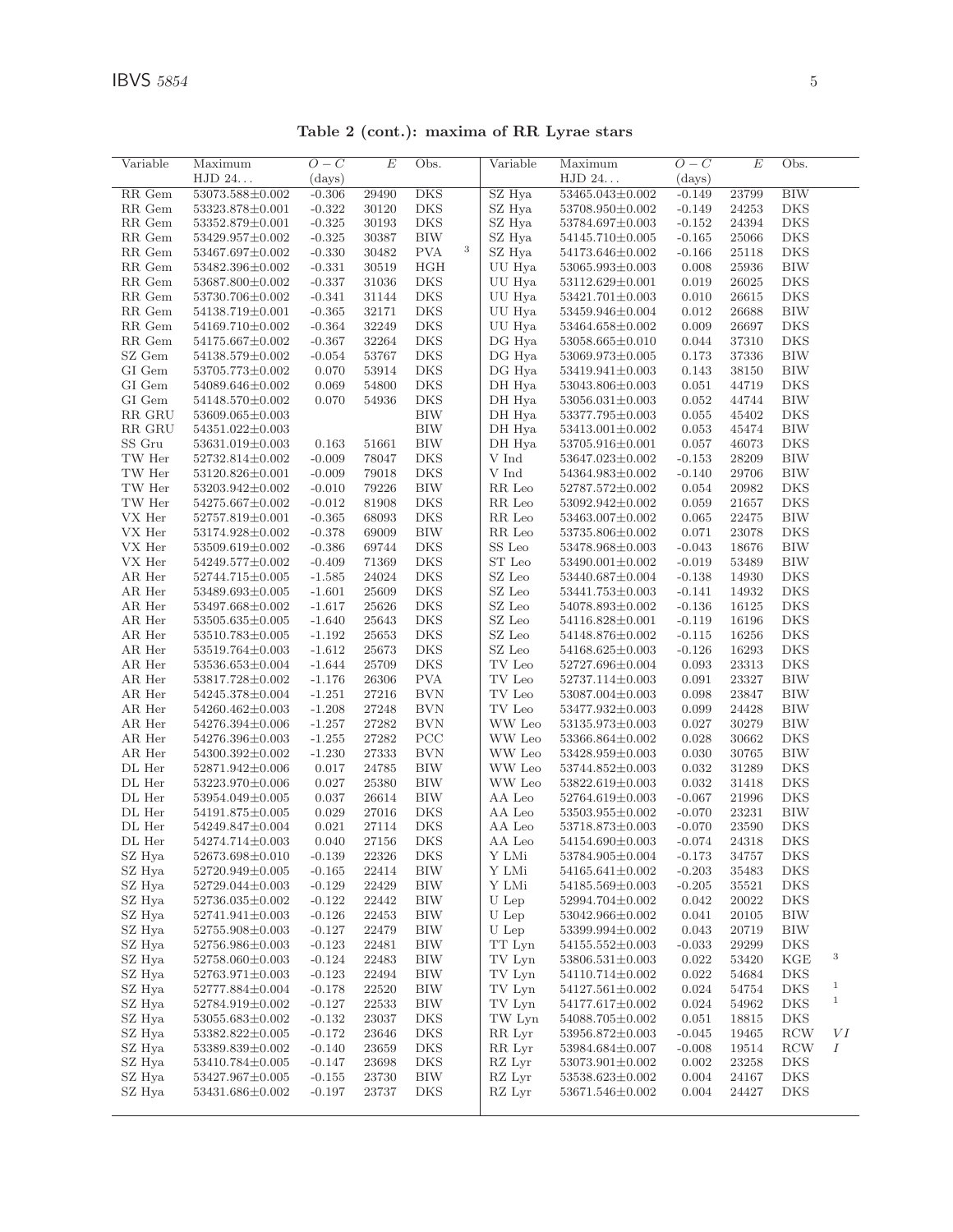**Table 2 (cont.): maxima of RR Lyrae stars**

| Variable | Maximum HJD 24... | $O-C$ (days) | $E$ | Obs. | | Variable | Maximum HJD 24... | $O-C$ (days) | $E$ | Obs. | |
|---|---|---|---|---|---|---|---|---|---|---|---|
| RR Gem | 53073.588±0.002 | -0.306 | 29490 | DKS | | SZ Hya | 53465.043±0.002 | -0.149 | 23799 | BIW | |
| RR Gem | 53323.878±0.001 | -0.322 | 30120 | DKS | | SZ Hya | 53708.950±0.002 | -0.149 | 24253 | DKS | |
| RR Gem | 53352.879±0.001 | -0.325 | 30193 | DKS | | SZ Hya | 53784.697±0.003 | -0.152 | 24394 | DKS | |
| RR Gem | 53429.957±0.002 | -0.325 | 30387 | BIW | | SZ Hya | 54145.710±0.005 | -0.165 | 25066 | DKS | |
| RR Gem | 53467.697±0.002 | -0.330 | 30482 | PVA | 3 | SZ Hya | 54173.646±0.002 | -0.166 | 25118 | DKS | |
| RR Gem | 53482.396±0.002 | -0.331 | 30519 | HGH | | UU Hya | 53065.993±0.003 | 0.008 | 25936 | BIW | |
| RR Gem | 53687.800±0.002 | -0.337 | 31036 | DKS | | UU Hya | 53112.629±0.001 | 0.019 | 26025 | DKS | |
| RR Gem | 53730.706±0.002 | -0.341 | 31144 | DKS | | UU Hya | 53421.701±0.003 | 0.010 | 26615 | DKS | |
| RR Gem | 54138.719±0.001 | -0.365 | 32171 | DKS | | UU Hya | 53459.946±0.004 | 0.012 | 26688 | BIW | |
| RR Gem | 54169.710±0.002 | -0.364 | 32249 | DKS | | UU Hya | 53464.658±0.002 | 0.009 | 26697 | DKS | |
| RR Gem | 54175.667±0.002 | -0.367 | 32264 | DKS | | DG Hya | 53058.665±0.010 | 0.044 | 37310 | DKS | |
| SZ Gem | 54138.579±0.002 | -0.054 | 53767 | DKS | | DG Hya | 53069.973±0.005 | 0.173 | 37336 | BIW | |
| GI Gem | 53705.773±0.002 | 0.070 | 53914 | DKS | | DG Hya | 53419.941±0.003 | 0.143 | 38150 | BIW | |
| GI Gem | 54089.646±0.002 | 0.069 | 54800 | DKS | | DH Hya | 53043.806±0.003 | 0.051 | 44719 | DKS | |
| GI Gem | 54148.570±0.002 | 0.070 | 54936 | DKS | | DH Hya | 53056.031±0.003 | 0.052 | 44744 | BIW | |
| RR GRU | 53609.065±0.003 | | | BIW | | DH Hya | 53377.795±0.003 | 0.055 | 45402 | DKS | |
| RR GRU | 54351.022±0.003 | | | BIW | | DH Hya | 53413.001±0.002 | 0.053 | 45474 | BIW | |
| SS Gru | 53631.019±0.003 | 0.163 | 51661 | BIW | | DH Hya | 53705.916±0.001 | 0.057 | 46073 | DKS | |
| TW Her | 52732.814±0.002 | -0.009 | 78047 | DKS | | V Ind | 53647.023±0.002 | -0.153 | 28209 | BIW | |
| TW Her | 53120.826±0.001 | -0.009 | 79018 | DKS | | V Ind | 54364.983±0.002 | -0.140 | 29706 | BIW | |
| TW Her | 53203.942±0.002 | -0.010 | 79226 | BIW | | RR Leo | 52787.572±0.002 | 0.054 | 20982 | DKS | |
| TW Her | 54275.667±0.002 | -0.012 | 81908 | DKS | | RR Leo | 53092.942±0.002 | 0.059 | 21657 | DKS | |
| VX Her | 52757.819±0.001 | -0.365 | 68093 | DKS | | RR Leo | 53463.007±0.002 | 0.065 | 22475 | BIW | |
| VX Her | 53174.928±0.002 | -0.378 | 69009 | BIW | | RR Leo | 53735.806±0.002 | 0.071 | 23078 | DKS | |
| VX Her | 53509.619±0.002 | -0.386 | 69744 | DKS | | SS Leo | 53478.968±0.003 | -0.043 | 18676 | BIW | |
| VX Her | 54249.577±0.002 | -0.409 | 71369 | DKS | | ST Leo | 53490.001±0.002 | -0.019 | 53489 | BIW | |
| AR Her | 52744.715±0.005 | -1.585 | 24024 | DKS | | SZ Leo | 53440.687±0.004 | -0.138 | 14930 | DKS | |
| AR Her | 53489.693±0.005 | -1.601 | 25609 | DKS | | SZ Leo | 53441.753±0.003 | -0.141 | 14932 | DKS | |
| AR Her | 53497.668±0.002 | -1.617 | 25626 | DKS | | SZ Leo | 54078.893±0.002 | -0.136 | 16125 | DKS | |
| AR Her | 53505.635±0.005 | -1.640 | 25643 | DKS | | SZ Leo | 54116.828±0.001 | -0.119 | 16196 | DKS | |
| AR Her | 53510.783±0.005 | -1.192 | 25653 | DKS | | SZ Leo | 54148.876±0.002 | -0.115 | 16256 | DKS | |
| AR Her | 53519.764±0.003 | -1.612 | 25673 | DKS | | SZ Leo | 54168.625±0.003 | -0.126 | 16293 | DKS | |
| AR Her | 53536.653±0.004 | -1.644 | 25709 | DKS | | TV Leo | 52727.696±0.004 | 0.093 | 23313 | DKS | |
| AR Her | 53817.728±0.002 | -1.176 | 26306 | PVA | | TV Leo | 52737.114±0.003 | 0.091 | 23327 | BIW | |
| AR Her | 54245.378±0.004 | -1.251 | 27216 | BVN | | TV Leo | 53087.004±0.003 | 0.098 | 23847 | BIW | |
| AR Her | 54260.462±0.003 | -1.208 | 27248 | BVN | | TV Leo | 53477.932±0.003 | 0.099 | 24428 | BIW | |
| AR Her | 54276.394±0.006 | -1.257 | 27282 | BVN | | WW Leo | 53135.973±0.003 | 0.027 | 30279 | BIW | |
| AR Her | 54276.396±0.003 | -1.255 | 27282 | PCC | | WW Leo | 53366.864±0.002 | 0.028 | 30662 | DKS | |
| AR Her | 54300.392±0.002 | -1.230 | 27333 | BVN | | WW Leo | 53428.959±0.003 | 0.030 | 30765 | BIW | |
| DL Her | 52871.942±0.006 | 0.017 | 24785 | BIW | | WW Leo | 53744.852±0.003 | 0.032 | 31289 | DKS | |
| DL Her | 53223.970±0.006 | 0.027 | 25380 | BIW | | WW Leo | 53822.619±0.003 | 0.032 | 31418 | DKS | |
| DL Her | 53954.049±0.005 | 0.037 | 26614 | BIW | | AA Leo | 52764.619±0.003 | -0.067 | 21996 | DKS | |
| DL Her | 54191.875±0.005 | 0.029 | 27016 | DKS | | AA Leo | 53503.955±0.002 | -0.070 | 23231 | BIW | |
| DL Her | 54249.847±0.004 | 0.021 | 27114 | DKS | | AA Leo | 53718.873±0.003 | -0.070 | 23590 | DKS | |
| DL Her | 54274.714±0.003 | 0.040 | 27156 | DKS | | AA Leo | 54154.690±0.003 | -0.074 | 24318 | DKS | |
| SZ Hya | 52673.698±0.010 | -0.139 | 22326 | DKS | | Y LMi | 53784.905±0.004 | -0.173 | 34757 | DKS | |
| SZ Hya | 52720.949±0.005 | -0.165 | 22414 | BIW | | Y LMi | 54165.641±0.002 | -0.203 | 35483 | DKS | |
| SZ Hya | 52729.044±0.003 | -0.129 | 22429 | BIW | | Y LMi | 54185.569±0.003 | -0.205 | 35521 | DKS | |
| SZ Hya | 52736.035±0.002 | -0.122 | 22442 | BIW | | U Lep | 52994.704±0.002 | 0.042 | 20022 | DKS | |
| SZ Hya | 52741.941±0.003 | -0.126 | 22453 | BIW | | U Lep | 53042.966±0.002 | 0.041 | 20105 | BIW | |
| SZ Hya | 52755.908±0.003 | -0.127 | 22479 | BIW | | U Lep | 53399.994±0.002 | 0.043 | 20719 | BIW | |
| SZ Hya | 52756.986±0.003 | -0.123 | 22481 | BIW | | TT Lyn | 54155.552±0.003 | -0.033 | 29299 | DKS | |
| SZ Hya | 52758.060±0.003 | -0.124 | 22483 | BIW | | TV Lyn | 53806.531±0.003 | 0.022 | 53420 | KGE | 3 |
| SZ Hya | 52763.971±0.003 | -0.123 | 22494 | BIW | | TV Lyn | 54110.714±0.002 | 0.022 | 54684 | DKS | |
| SZ Hya | 52777.884±0.004 | -0.178 | 22520 | BIW | | TV Lyn | 54127.561±0.002 | 0.024 | 54754 | DKS | 1 |
| SZ Hya | 52784.919±0.002 | -0.127 | 22533 | BIW | | TV Lyn | 54177.617±0.002 | 0.024 | 54962 | DKS | 1 |
| SZ Hya | 53055.683±0.002 | -0.132 | 23037 | DKS | | TW Lyn | 54088.705±0.002 | 0.051 | 18815 | DKS | |
| SZ Hya | 53382.822±0.005 | -0.172 | 23646 | DKS | | RR Lyr | 53956.872±0.003 | -0.045 | 19465 | RCW | *VI* |
| SZ Hya | 53389.839±0.002 | -0.140 | 23659 | DKS | | RR Lyr | 53984.684±0.007 | -0.008 | 19514 | RCW | *I* |
| SZ Hya | 53410.784±0.005 | -0.147 | 23698 | DKS | | RZ Lyr | 53073.901±0.002 | 0.002 | 23258 | DKS | |
| SZ Hya | 53427.967±0.005 | -0.155 | 23730 | BIW | | RZ Lyr | 53538.623±0.002 | 0.004 | 24167 | DKS | |
| SZ Hya | 53431.686±0.002 | -0.197 | 23737 | DKS | | RZ Lyr | 53671.546±0.002 | 0.004 | 24427 | DKS | |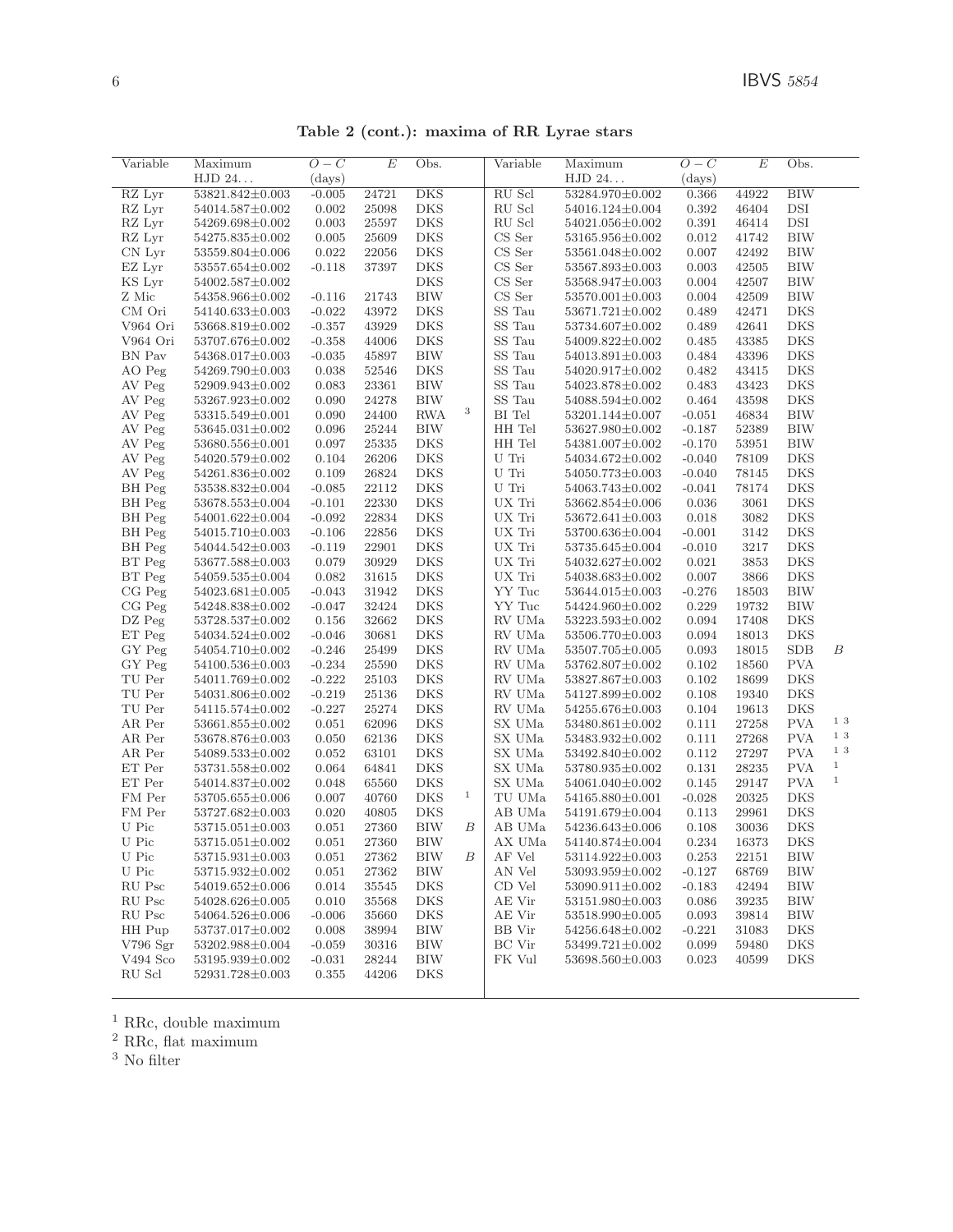**Table 2 (cont.): maxima of RR Lyrae stars**

| Variable | Maximum HJD 24... | $O-C$ (days) | $E$ | Obs. | |
|---|---|---|---|---|---|
| RZ Lyr | 53821.842±0.003 | -0.005 | 24721 | DKS | |
| RZ Lyr | 54014.587±0.002 | 0.002 | 25098 | DKS | |
| RZ Lyr | 54269.698±0.002 | 0.003 | 25597 | DKS | |
| RZ Lyr | 54275.835±0.002 | 0.005 | 25609 | DKS | |
| CN Lyr | 53559.804±0.006 | 0.022 | 22056 | DKS | |
| EZ Lyr | 53557.654±0.002 | -0.118 | 37397 | DKS | |
| KS Lyr | 54002.587±0.002 | | | DKS | |
| Z Mic | 54358.966±0.002 | -0.116 | 21743 | BIW | |
| CM Ori | 54140.633±0.003 | -0.022 | 43972 | DKS | |
| V964 Ori | 53668.819±0.002 | -0.357 | 43929 | DKS | |
| V964 Ori | 53707.676±0.002 | -0.358 | 44006 | DKS | |
| BN Pav | 54368.017±0.003 | -0.035 | 45897 | BIW | |
| AO Peg | 54269.790±0.003 | 0.038 | 52546 | DKS | |
| AV Peg | 52909.943±0.002 | 0.083 | 23361 | BIW | |
| AV Peg | 53267.923±0.002 | 0.090 | 24278 | BIW | |
| AV Peg | 53315.549±0.001 | 0.090 | 24400 | RWA | 3 |
| AV Peg | 53645.031±0.002 | 0.096 | 25244 | BIW | |
| AV Peg | 53680.556±0.001 | 0.097 | 25335 | DKS | |
| AV Peg | 54020.579±0.002 | 0.104 | 26206 | DKS | |
| AV Peg | 54261.836±0.002 | 0.109 | 26824 | DKS | |
| BH Peg | 53538.832±0.004 | -0.085 | 22112 | DKS | |
| BH Peg | 53678.553±0.004 | -0.101 | 22330 | DKS | |
| BH Peg | 54001.622±0.004 | -0.092 | 22834 | DKS | |
| BH Peg | 54015.710±0.003 | -0.106 | 22856 | DKS | |
| BH Peg | 54044.542±0.003 | -0.119 | 22901 | DKS | |
| BT Peg | 53677.588±0.003 | 0.079 | 30929 | DKS | |
| BT Peg | 54059.535±0.004 | 0.082 | 31615 | DKS | |
| CG Peg | 54023.681±0.005 | -0.043 | 31942 | DKS | |
| CG Peg | 54248.838±0.002 | -0.047 | 32424 | DKS | |
| DZ Peg | 53728.537±0.002 | 0.156 | 32662 | DKS | |
| ET Peg | 54034.524±0.002 | -0.046 | 30681 | DKS | |
| GY Peg | 54054.710±0.002 | -0.246 | 25499 | DKS | |
| GY Peg | 54100.536±0.003 | -0.234 | 25590 | DKS | |
| TU Per | 54011.769±0.002 | -0.222 | 25103 | DKS | |
| TU Per | 54031.806±0.002 | -0.219 | 25136 | DKS | |
| TU Per | 54115.574±0.002 | -0.227 | 25274 | DKS | |
| AR Per | 53661.855±0.002 | 0.051 | 62096 | DKS | |
| AR Per | 53678.876±0.003 | 0.050 | 62136 | DKS | |
| AR Per | 54089.533±0.002 | 0.052 | 63101 | DKS | |
| ET Per | 53731.558±0.002 | 0.064 | 64841 | DKS | |
| ET Per | 54014.837±0.002 | 0.048 | 65560 | DKS | |
| FM Per | 53705.655±0.006 | 0.007 | 40760 | DKS | 1 |
| FM Per | 53727.682±0.003 | 0.020 | 40805 | DKS | |
| U Pic | 53715.051±0.003 | 0.051 | 27360 | BIW | *B* |
| U Pic | 53715.051±0.002 | 0.051 | 27360 | BIW | |
| U Pic | 53715.931±0.003 | 0.051 | 27362 | BIW | *B* |
| U Pic | 53715.932±0.002 | 0.051 | 27362 | BIW | |
| RU Psc | 54019.652±0.006 | 0.014 | 35545 | DKS | |
| RU Psc | 54028.626±0.005 | 0.010 | 35568 | DKS | |
| RU Psc | 54064.526±0.006 | -0.006 | 35660 | DKS | |
| HH Pup | 53737.017±0.002 | 0.008 | 38994 | BIW | |
| V796 Sgr | 53202.988±0.004 | -0.059 | 30316 | BIW | |
| V494 Sco | 53195.939±0.002 | -0.031 | 28244 | BIW | |
| RU Scl | 52931.728±0.003 | 0.355 | 44206 | DKS | |
| RU Scl | 53284.970±0.002 | 0.366 | 44922 | BIW | |
| RU Scl | 54016.124±0.004 | 0.392 | 46404 | DSI | |
| RU Scl | 54021.056±0.002 | 0.391 | 46414 | DSI | |
| CS Ser | 53165.956±0.002 | 0.012 | 41742 | BIW | |
| CS Ser | 53561.048±0.002 | 0.007 | 42492 | BIW | |
| CS Ser | 53567.893±0.003 | 0.003 | 42505 | BIW | |
| CS Ser | 53568.947±0.003 | 0.004 | 42507 | BIW | |
| CS Ser | 53570.001±0.003 | 0.004 | 42509 | BIW | |
| SS Tau | 53671.721±0.002 | 0.489 | 42471 | DKS | |
| SS Tau | 53734.607±0.002 | 0.489 | 42641 | DKS | |
| SS Tau | 54009.822±0.002 | 0.485 | 43385 | DKS | |
| SS Tau | 54013.891±0.003 | 0.484 | 43396 | DKS | |
| SS Tau | 54020.917±0.002 | 0.482 | 43415 | DKS | |
| SS Tau | 54023.878±0.002 | 0.483 | 43423 | DKS | |
| SS Tau | 54088.594±0.002 | 0.464 | 43598 | DKS | |
| BI Tel | 53201.144±0.007 | -0.051 | 46834 | BIW | |
| HH Tel | 53627.980±0.002 | -0.187 | 52389 | BIW | |
| HH Tel | 54381.007±0.002 | -0.170 | 53951 | BIW | |
| U Tri | 54034.672±0.002 | -0.040 | 78109 | DKS | |
| U Tri | 54050.773±0.003 | -0.040 | 78145 | DKS | |
| U Tri | 54063.743±0.002 | -0.041 | 78174 | DKS | |
| UX Tri | 53662.854±0.006 | 0.036 | 3061 | DKS | |
| UX Tri | 53672.641±0.003 | 0.018 | 3082 | DKS | |
| UX Tri | 53700.636±0.004 | -0.001 | 3142 | DKS | |
| UX Tri | 53735.645±0.004 | -0.010 | 3217 | DKS | |
| UX Tri | 54032.627±0.002 | 0.021 | 3853 | DKS | |
| UX Tri | 54038.683±0.002 | 0.007 | 3866 | DKS | |
| YY Tuc | 53644.015±0.003 | -0.276 | 18503 | BIW | |
| YY Tuc | 54424.960±0.002 | 0.229 | 19732 | BIW | |
| RV UMa | 53223.593±0.002 | 0.094 | 17408 | DKS | |
| RV UMa | 53506.770±0.003 | 0.094 | 18013 | DKS | |
| RV UMa | 53507.705±0.005 | 0.093 | 18015 | SDB | *B* |
| RV UMa | 53762.807±0.002 | 0.102 | 18560 | PVA | |
| RV UMa | 53827.867±0.003 | 0.102 | 18699 | DKS | |
| RV UMa | 54127.899±0.002 | 0.108 | 19340 | DKS | |
| RV UMa | 54255.676±0.003 | 0.104 | 19613 | DKS | |
| SX UMa | 53480.861±0.002 | 0.111 | 27258 | PVA | 1 3 |
| SX UMa | 53483.932±0.002 | 0.111 | 27268 | PVA | 1 3 |
| SX UMa | 53492.840±0.002 | 0.112 | 27297 | PVA | 1 3 |
| SX UMa | 53780.935±0.002 | 0.131 | 28235 | PVA | 1 |
| SX UMa | 54061.040±0.002 | 0.145 | 29147 | PVA | 1 |
| TU UMa | 54165.880±0.001 | -0.028 | 20325 | DKS | |
| AB UMa | 54191.679±0.004 | 0.113 | 29961 | DKS | |
| AB UMa | 54236.643±0.006 | 0.108 | 30036 | DKS | |
| AX UMa | 54140.874±0.004 | 0.234 | 16373 | DKS | |
| AF Vel | 53114.922±0.003 | 0.253 | 22151 | BIW | |
| AN Vel | 53093.959±0.002 | -0.127 | 68769 | BIW | |
| CD Vel | 53090.911±0.002 | -0.183 | 42494 | BIW | |
| AE Vir | 53151.980±0.003 | 0.086 | 39235 | BIW | |
| AE Vir | 53518.990±0.005 | 0.093 | 39814 | BIW | |
| BB Vir | 54256.648±0.002 | -0.221 | 31083 | DKS | |
| BC Vir | 53499.721±0.002 | 0.099 | 59480 | DKS | |
| FK Vul | 53698.560±0.003 | 0.023 | 40599 | DKS | |

[1] RRc, double maximum
[2] RRc, flat maximum
[3] No filter